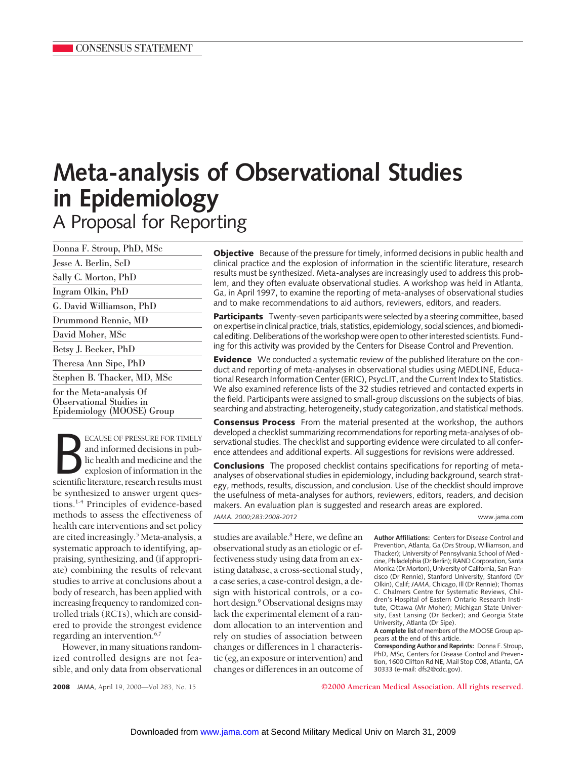CONSENSUS STATEMENT

# Meta-analysis of Observational Studies in Epidemiology

## A Proposal for Reporting

Donna F. Stroup, PhD, MSc

Jesse A. Berlin, ScD

Sally C. Morton, PhD

Ingram Olkin, PhD

G. David Williamson, PhD

Drummond Rennie, MD

David Moher, MSc

Betsy J. Becker, PhD

Theresa Ann Sipe, PhD

Stephen B. Thacker, MD, MSc

for the Meta-analysis Of Observational Studies in Epidemiology (MOOSE) Group

**Objective** Because of the pressure for timely, informed decisions in public health and clinical practice and the explosion of information in the scientific literature, research results must be synthesized. Meta-analyses are increasingly used to address this problem, and they often evaluate observational studies. A workshop was held in Atlanta, Ga, in April 1997, to examine the reporting of meta-analyses of observational studies and to make recommendations to aid authors, reviewers, editors, and readers.

**Participants** Twenty-seven participants were selected by a steering committee, based on expertise in clinical practice, trials, statistics, epidemiology, social sciences, and biomedical editing. Deliberations of the workshop were open to other interested scientists. Funding for this activity was provided by the Centers for Disease Control and Prevention.

**Evidence** We conducted a systematic review of the published literature on the conduct and reporting of meta-analyses in observational studies using MEDLINE, Educational Research Information Center (ERIC), PsycLIT, and the Current Index to Statistics. We also examined reference lists of the 32 studies retrieved and contacted experts in the field. Participants were assigned to small-group discussions on the subjects of bias, searching and abstracting, heterogeneity, study categorization, and statistical methods.

**Consensus Process** From the material presented at the workshop, the authors developed a checklist summarizing recommendations for reporting meta-analyses of observational studies. The checklist and supporting evidence were circulated to all conference attendees and additional experts. All suggestions for revisions were addressed.

**Conclusions** The proposed checklist contains specifications for reporting of meta-analyses of observational studies in epidemiology, including background, search strategy, methods, results, discussion, and conclusion. Use of the checklist should improve the usefulness of meta-analyses for authors, reviewers, editors, readers, and decision makers. An evaluation plan is suggested and research areas are explored.

*JAMA. 2000;283:2008-2012* www.jama.com

Because of pressure for timely and informed decisions in public health and medicine and the explosion of information in the scientific literature, research results must be synthesized to answer urgent questions.[1-4] Principles of evidence-based methods to assess the effectiveness of health care interventions and set policy are cited increasingly.[5] Meta-analysis, a systematic approach to identifying, appraising, synthesizing, and (if appropriate) combining the results of relevant studies to arrive at conclusions about a body of research, has been applied with increasing frequency to randomized controlled trials (RCTs), which are considered to provide the strongest evidence regarding an intervention.[6,7]

However, in many situations randomized controlled designs are not feasible, and only data from observational studies are available.[8] Here, we define an observational study as an etiologic or effectiveness study using data from an existing database, a cross-sectional study, a case series, a case-control design, a design with historical controls, or a cohort design.[9] Observational designs may lack the experimental element of a random allocation to an intervention and rely on studies of association between changes or differences in 1 characteristic (eg, an exposure or intervention) and changes or differences in an outcome of

**Author Affiliations:** Centers for Disease Control and Prevention, Atlanta, Ga (Drs Stroup, Williamson, and Thacker); University of Pennsylvania School of Medicine, Philadelphia (Dr Berlin); RAND Corporation, Santa Monica (Dr Morton), University of California, San Francisco (Dr Rennie), Stanford University, Stanford (Dr Olkin), Calif; *JAMA*, Chicago, Ill (Dr Rennie); Thomas C. Chalmers Centre for Systematic Reviews, Children's Hospital of Eastern Ontario Research Institute, Ottawa (Mr Moher); Michigan State University, East Lansing (Dr Becker); and Georgia State University, Atlanta (Dr Sipe).

**A complete list** of members of the MOOSE Group appears at the end of this article.

**Corresponding Author and Reprints:** Donna F. Stroup, PhD, MSc, Centers for Disease Control and Prevention, 1600 Clifton Rd NE, Mail Stop C08, Atlanta, GA 30333 (e-mail: dfs2@cdc.gov).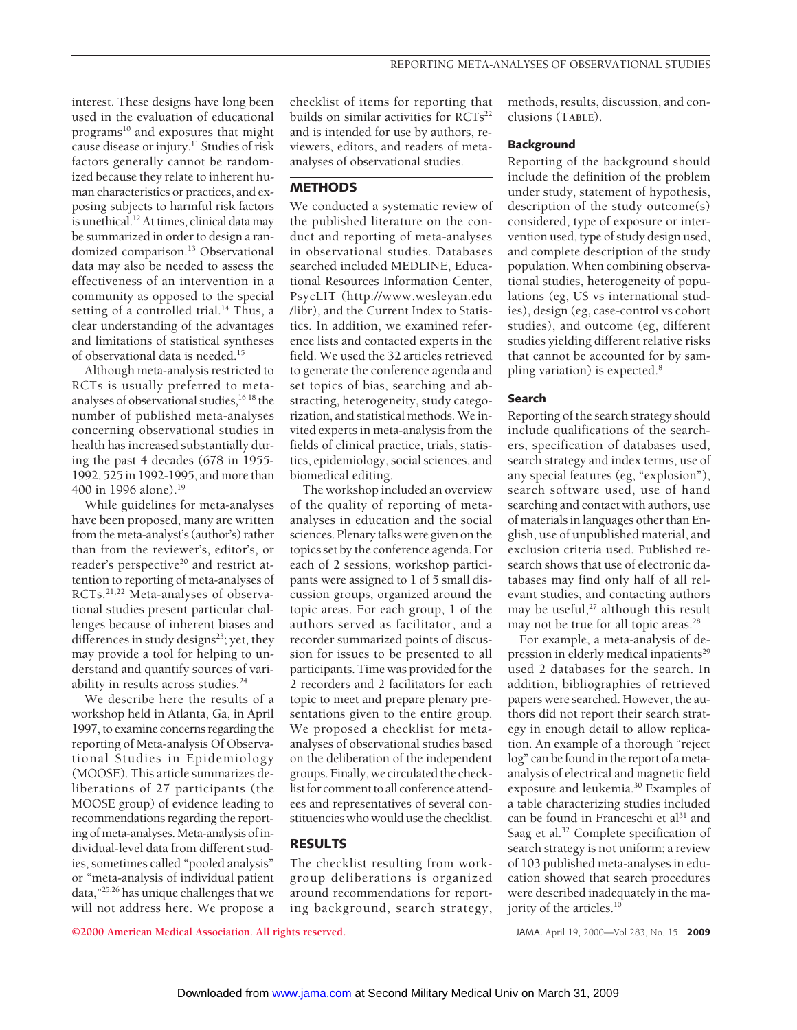interest. These designs have long been used in the evaluation of educational programs[10] and exposures that might cause disease or injury.[11] Studies of risk factors generally cannot be randomized because they relate to inherent human characteristics or practices, and exposing subjects to harmful risk factors is unethical.[12] At times, clinical data may be summarized in order to design a randomized comparison.[13] Observational data may also be needed to assess the effectiveness of an intervention in a community as opposed to the special setting of a controlled trial.[14] Thus, a clear understanding of the advantages and limitations of statistical syntheses of observational data is needed.[15]

Although meta-analysis restricted to RCTs is usually preferred to meta-analyses of observational studies,[16-18] the number of published meta-analyses concerning observational studies in health has increased substantially during the past 4 decades (678 in 1955-1992, 525 in 1992-1995, and more than 400 in 1996 alone).[19]

While guidelines for meta-analyses have been proposed, many are written from the meta-analyst's (author's) rather than from the reviewer's, editor's, or reader's perspective[20] and restrict attention to reporting of meta-analyses of RCTs.[21,22] Meta-analyses of observational studies present particular challenges because of inherent biases and differences in study designs[23]; yet, they may provide a tool for helping to understand and quantify sources of variability in results across studies.[24]

We describe here the results of a workshop held in Atlanta, Ga, in April 1997, to examine concerns regarding the reporting of Meta-analysis Of Observational Studies in Epidemiology (MOOSE). This article summarizes deliberations of 27 participants (the MOOSE group) of evidence leading to recommendations regarding the reporting of meta-analyses. Meta-analysis of individual-level data from different studies, sometimes called "pooled analysis" or "meta-analysis of individual patient data,"[25,26] has unique challenges that we will not address here. We propose a checklist of items for reporting that builds on similar activities for RCTs[22] and is intended for use by authors, reviewers, editors, and readers of meta-analyses of observational studies.

## METHODS

We conducted a systematic review of the published literature on the conduct and reporting of meta-analyses in observational studies. Databases searched included MEDLINE, Educational Resources Information Center, PsycLIT (http://www.wesleyan.edu/libr), and the Current Index to Statistics. In addition, we examined reference lists and contacted experts in the field. We used the 32 articles retrieved to generate the conference agenda and set topics of bias, searching and abstracting, heterogeneity, study categorization, and statistical methods. We invited experts in meta-analysis from the fields of clinical practice, trials, statistics, epidemiology, social sciences, and biomedical editing.

The workshop included an overview of the quality of reporting of meta-analyses in education and the social sciences. Plenary talks were given on the topics set by the conference agenda. For each of 2 sessions, workshop participants were assigned to 1 of 5 small discussion groups, organized around the topic areas. For each group, 1 of the authors served as facilitator, and a recorder summarized points of discussion for issues to be presented to all participants. Time was provided for the 2 recorders and 2 facilitators for each topic to meet and prepare plenary presentations given to the entire group. We proposed a checklist for meta-analyses of observational studies based on the deliberation of the independent groups. Finally, we circulated the checklist for comment to all conference attendees and representatives of several constituencies who would use the checklist.

## RESULTS

The checklist resulting from workgroup deliberations is organized around recommendations for reporting background, search strategy, methods, results, discussion, and conclusions (**TABLE**).

### Background

Reporting of the background should include the definition of the problem under study, statement of hypothesis, description of the study outcome(s) considered, type of exposure or intervention used, type of study design used, and complete description of the study population. When combining observational studies, heterogeneity of populations (eg, US vs international studies), design (eg, case-control vs cohort studies), and outcome (eg, different studies yielding different relative risks that cannot be accounted for by sampling variation) is expected.[8]

### Search

Reporting of the search strategy should include qualifications of the searchers, specification of databases used, search strategy and index terms, use of any special features (eg, "explosion"), search software used, use of hand searching and contact with authors, use of materials in languages other than English, use of unpublished material, and exclusion criteria used. Published research shows that use of electronic databases may find only half of all relevant studies, and contacting authors may be useful,[27] although this result may not be true for all topic areas.[28]

For example, a meta-analysis of depression in elderly medical inpatients[29] used 2 databases for the search. In addition, bibliographies of retrieved papers were searched. However, the authors did not report their search strategy in enough detail to allow replication. An example of a thorough "reject log" can be found in the report of a meta-analysis of electrical and magnetic field exposure and leukemia.[30] Examples of a table characterizing studies included can be found in Franceschi et al[31] and Saag et al.[32] Complete specification of search strategy is not uniform; a review of 103 published meta-analyses in education showed that search procedures were described inadequately in the majority of the articles.[10]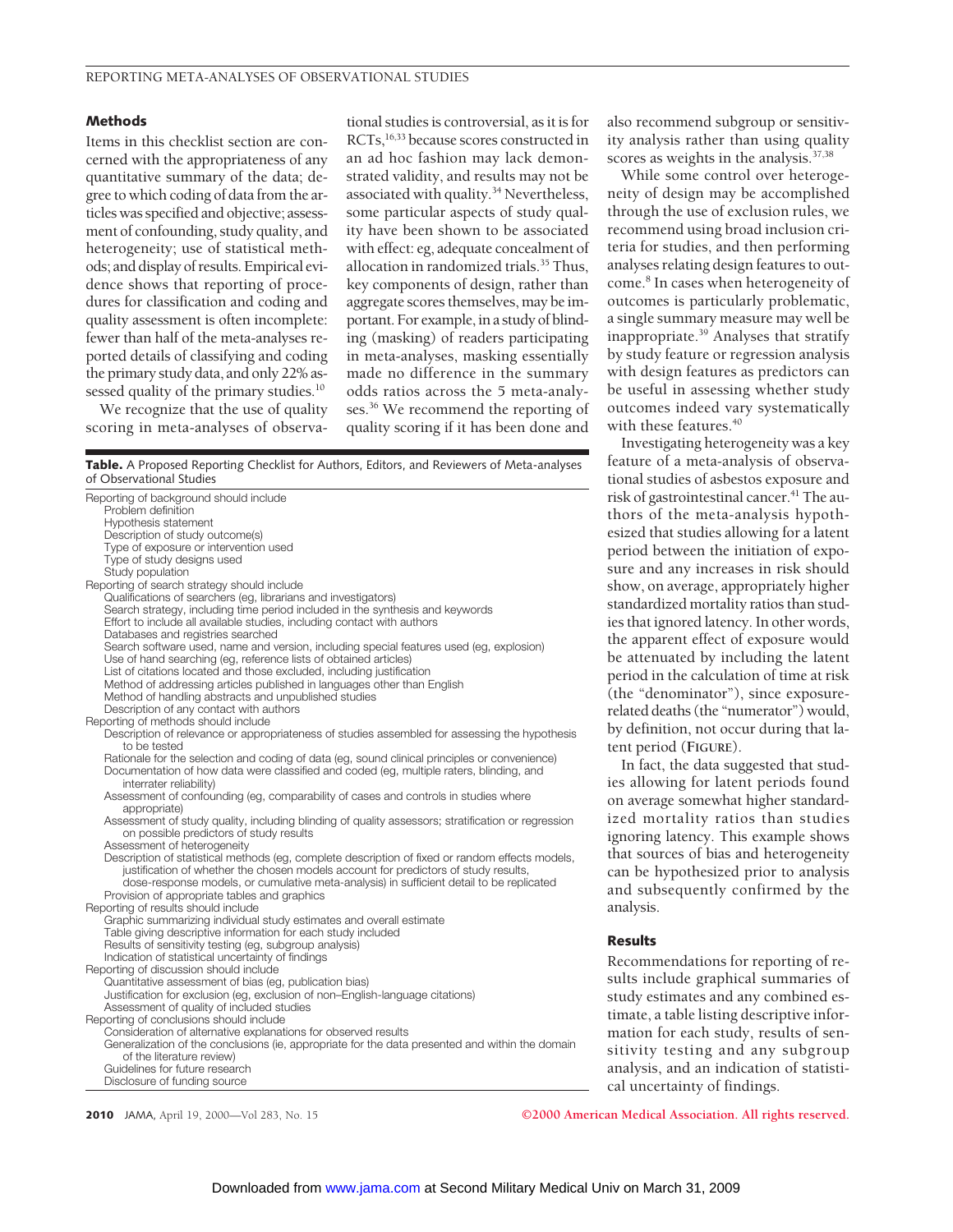### Methods

Items in this checklist section are concerned with the appropriateness of any quantitative summary of the data; degree to which coding of data from the articles was specified and objective; assessment of confounding, study quality, and heterogeneity; use of statistical methods; and display of results. Empirical evidence shows that reporting of procedures for classification and coding and quality assessment is often incomplete: fewer than half of the meta-analyses reported details of classifying and coding the primary study data, and only 22% assessed quality of the primary studies.[10]

We recognize that the use of quality scoring in meta-analyses of observational studies is controversial, as it is for RCTs,[16,33] because scores constructed in an ad hoc fashion may lack demonstrated validity, and results may not be associated with quality.[34] Nevertheless, some particular aspects of study quality have been shown to be associated with effect: eg, adequate concealment of allocation in randomized trials.[35] Thus, key components of design, rather than aggregate scores themselves, may be important. For example, in a study of blinding (masking) of readers participating in meta-analyses, masking essentially made no difference in the summary odds ratios across the 5 meta-analyses.[36] We recommend the reporting of quality scoring if it has been done and also recommend subgroup or sensitivity analysis rather than using quality scores as weights in the analysis.[37,38]

While some control over heterogeneity of design may be accomplished through the use of exclusion rules, we recommend using broad inclusion criteria for studies, and then performing analyses relating design features to outcome.[8] In cases when heterogeneity of outcomes is particularly problematic, a single summary measure may well be inappropriate.[39] Analyses that stratify by study feature or regression analysis with design features as predictors can be useful in assessing whether study outcomes indeed vary systematically with these features.[40]

Investigating heterogeneity was a key feature of a meta-analysis of observational studies of asbestos exposure and risk of gastrointestinal cancer.[41] The authors of the meta-analysis hypothesized that studies allowing for a latent period between the initiation of exposure and any increases in risk should show, on average, appropriately higher standardized mortality ratios than studies that ignored latency. In other words, the apparent effect of exposure would be attenuated by including the latent period in the calculation of time at risk (the "denominator"), since exposure-related deaths (the "numerator") would, by definition, not occur during that latent period (FIGURE).

In fact, the data suggested that studies allowing for latent periods found on average somewhat higher standardized mortality ratios than studies ignoring latency. This example shows that sources of bias and heterogeneity can be hypothesized prior to analysis and subsequently confirmed by the analysis.

**Table.** A Proposed Reporting Checklist for Authors, Editors, and Reviewers of Meta-analyses of Observational Studies

Reporting of background should include
- Problem definition
- Hypothesis statement
- Description of study outcome(s)
- Type of exposure or intervention used
- Type of study designs used
- Study population

Reporting of search strategy should include
- Qualifications of searchers (eg, librarians and investigators)
- Search strategy, including time period included in the synthesis and keywords
- Effort to include all available studies, including contact with authors
- Databases and registries searched
- Search software used, name and version, including special features used (eg, explosion)
- Use of hand searching (eg, reference lists of obtained articles)
- List of citations located and those excluded, including justification
- Method of addressing articles published in languages other than English
- Method of handling abstracts and unpublished studies
- Description of any contact with authors

Reporting of methods should include
- Description of relevance or appropriateness of studies assembled for assessing the hypothesis to be tested
- Rationale for the selection and coding of data (eg, sound clinical principles or convenience)
- Documentation of how data were classified and coded (eg, multiple raters, blinding, and interrater reliability)
- Assessment of confounding (eg, comparability of cases and controls in studies where appropriate)
- Assessment of study quality, including blinding of quality assessors; stratification or regression on possible predictors of study results
- Assessment of heterogeneity
- Description of statistical methods (eg, complete description of fixed or random effects models, justification of whether the chosen models account for predictors of study results, dose-response models, or cumulative meta-analysis) in sufficient detail to be replicated
- Provision of appropriate tables and graphics

Reporting of results should include
- Graphic summarizing individual study estimates and overall estimate
- Table giving descriptive information for each study included
- Results of sensitivity testing (eg, subgroup analysis)
- Indication of statistical uncertainty of findings

Reporting of discussion should include
- Quantitative assessment of bias (eg, publication bias)
- Justification for exclusion (eg, exclusion of non–English-language citations)
- Assessment of quality of included studies

Reporting of conclusions should include
- Consideration of alternative explanations for observed results
- Generalization of the conclusions (ie, appropriate for the data presented and within the domain of the literature review)
- Guidelines for future research
- Disclosure of funding source

### Results

Recommendations for reporting of results include graphical summaries of study estimates and any combined estimate, a table listing descriptive information for each study, results of sensitivity testing and any subgroup analysis, and an indication of statistical uncertainty of findings.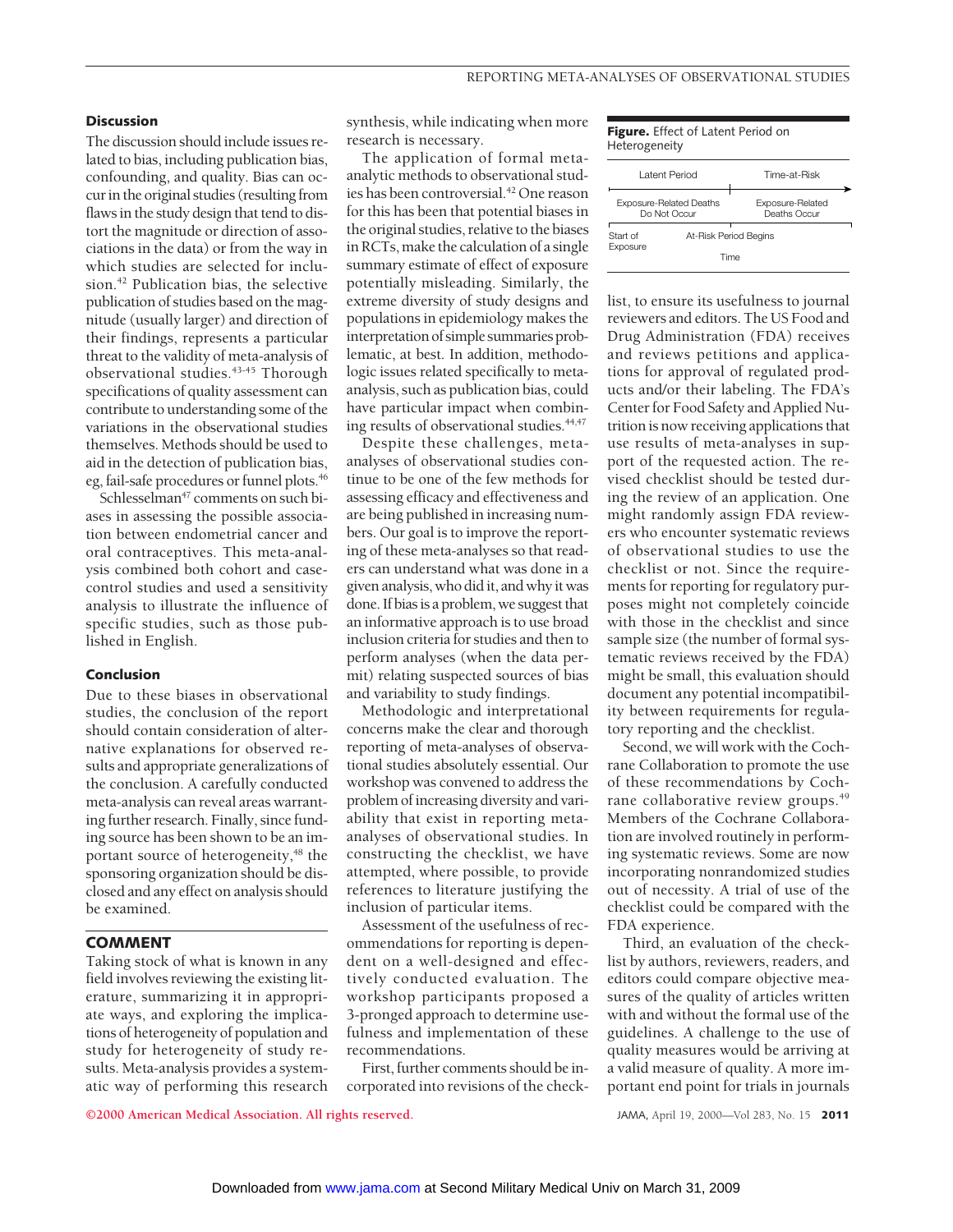### Discussion

The discussion should include issues related to bias, including publication bias, confounding, and quality. Bias can occur in the original studies (resulting from flaws in the study design that tend to distort the magnitude or direction of associations in the data) or from the way in which studies are selected for inclusion.[42] Publication bias, the selective publication of studies based on the magnitude (usually larger) and direction of their findings, represents a particular threat to the validity of meta-analysis of observational studies.[43-45] Thorough specifications of quality assessment can contribute to understanding some of the variations in the observational studies themselves. Methods should be used to aid in the detection of publication bias, eg, fail-safe procedures or funnel plots.[46]

Schlesselman[47] comments on such biases in assessing the possible association between endometrial cancer and oral contraceptives. This meta-analysis combined both cohort and case-control studies and used a sensitivity analysis to illustrate the influence of specific studies, such as those published in English.

### Conclusion

Due to these biases in observational studies, the conclusion of the report should contain consideration of alternative explanations for observed results and appropriate generalizations of the conclusion. A carefully conducted meta-analysis can reveal areas warranting further research. Finally, since funding source has been shown to be an important source of heterogeneity,[48] the sponsoring organization should be disclosed and any effect on analysis should be examined.

## COMMENT

Taking stock of what is known in any field involves reviewing the existing literature, summarizing it in appropriate ways, and exploring the implications of heterogeneity of population and study for heterogeneity of study results. Meta-analysis provides a systematic way of performing this research synthesis, while indicating when more research is necessary.

The application of formal meta-analytic methods to observational studies has been controversial.[42] One reason for this has been that potential biases in the original studies, relative to the biases in RCTs, make the calculation of a single summary estimate of effect of exposure potentially misleading. Similarly, the extreme diversity of study designs and populations in epidemiology makes the interpretation of simple summaries problematic, at best. In addition, methodologic issues related specifically to meta-analysis, such as publication bias, could have particular impact when combining results of observational studies.[44,47]

Despite these challenges, meta-analyses of observational studies continue to be one of the few methods for assessing efficacy and effectiveness and are being published in increasing numbers. Our goal is to improve the reporting of these meta-analyses so that readers can understand what was done in a given analysis, who did it, and why it was done. If bias is a problem, we suggest that an informative approach is to use broad inclusion criteria for studies and then to perform analyses (when the data permit) relating suspected sources of bias and variability to study findings.

Methodologic and interpretational concerns make the clear and thorough reporting of meta-analyses of observational studies absolutely essential. Our workshop was convened to address the problem of increasing diversity and variability that exist in reporting meta-analyses of observational studies. In constructing the checklist, we have attempted, where possible, to provide references to literature justifying the inclusion of particular items.

Assessment of the usefulness of recommendations for reporting is dependent on a well-designed and effectively conducted evaluation. The workshop participants proposed a 3-pronged approach to determine usefulness and implementation of these recommendations.

First, further comments should be incorporated into revisions of the checklist, to ensure its usefulness to journal reviewers and editors. The US Food and Drug Administration (FDA) receives and reviews petitions and applications for approval of regulated products and/or their labeling. The FDA's Center for Food Safety and Applied Nutrition is now receiving applications that use results of meta-analyses in support of the requested action. The revised checklist should be tested during the review of an application. One might randomly assign FDA reviewers who encounter systematic reviews of observational studies to use the checklist or not. Since the requirements for reporting for regulatory purposes might not completely coincide with those in the checklist and since sample size (the number of formal systematic reviews received by the FDA) might be small, this evaluation should document any potential incompatibility between requirements for regulatory reporting and the checklist.

Second, we will work with the Cochrane Collaboration to promote the use of these recommendations by Cochrane collaborative review groups.[49] Members of the Cochrane Collaboration are involved routinely in performing systematic reviews. Some are now incorporating nonrandomized studies out of necessity. A trial of use of the checklist could be compared with the FDA experience.

Third, an evaluation of the checklist by authors, reviewers, readers, and editors could compare objective measures of the quality of articles written with and without the formal use of the guidelines. A challenge to the use of quality measures would be arriving at a valid measure of quality. A more important end point for trials in journals

**Figure.** Effect of Latent Period on Heterogeneity

Latent Period
Time-at-Risk
Exposure-Related Deaths Do Not Occur
Exposure-Related Deaths Occur
Start of Exposure
At-Risk Period Begins
Time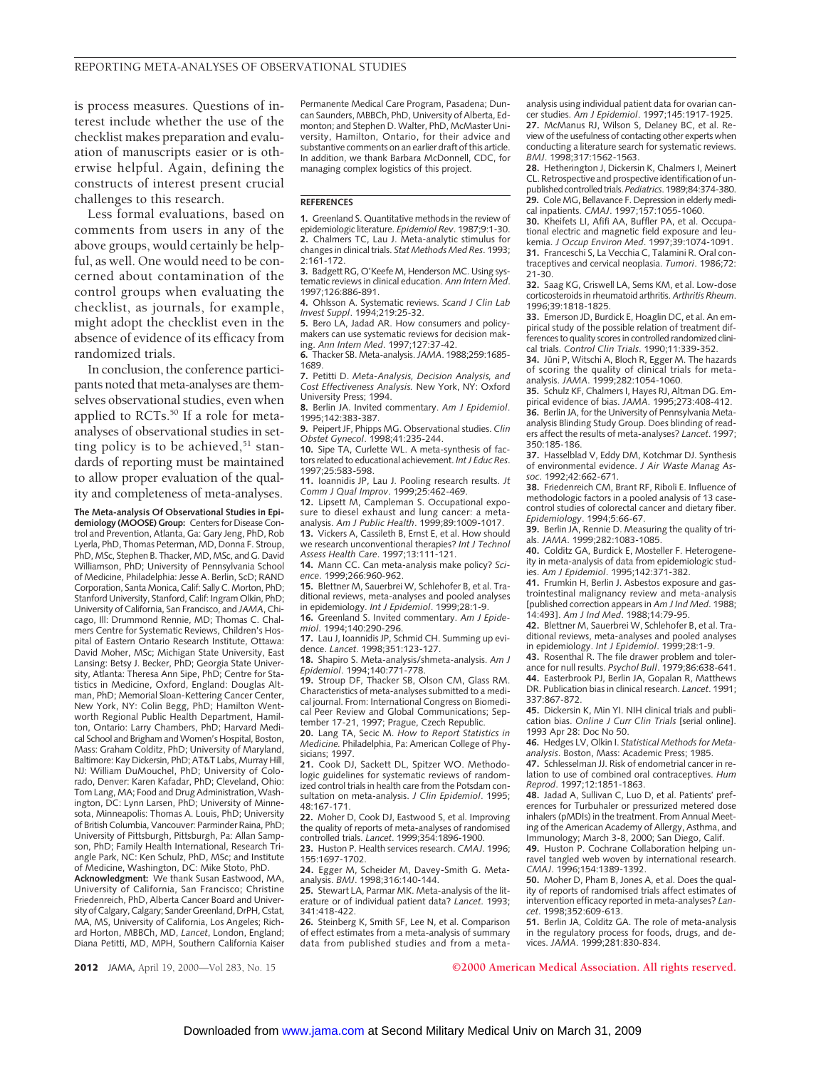is process measures. Questions of interest include whether the use of the checklist makes preparation and evaluation of manuscripts easier or is otherwise helpful. Again, defining the constructs of interest present crucial challenges to this research.

Less formal evaluations, based on comments from users in any of the above groups, would certainly be helpful, as well. One would need to be concerned about contamination of the control groups when evaluating the checklist, as journals, for example, might adopt the checklist even in the absence of evidence of its efficacy from randomized trials.

In conclusion, the conference participants noted that meta-analyses are themselves observational studies, even when applied to RCTs.[50] If a role for meta-analyses of observational studies in setting policy is to be achieved,[51] standards of reporting must be maintained to allow proper evaluation of the quality and completeness of meta-analyses.

**The Meta-analysis Of Observational Studies in Epidemiology (MOOSE) Group:** Centers for Disease Control and Prevention, Atlanta, Ga: Gary Jeng, PhD, Rob Lyerla, PhD, Thomas Peterman, MD, Donna F. Stroup, PhD, MSc, Stephen B. Thacker, MD, MSc, and G. David Williamson, PhD; University of Pennsylvania School of Medicine, Philadelphia: Jesse A. Berlin, ScD; RAND Corporation, Santa Monica, Calif: Sally C. Morton, PhD; Stanford University, Stanford, Calif: Ingram Olkin, PhD; University of California, San Francisco, and *JAMA*, Chicago, Ill: Drummond Rennie, MD; Thomas C. Chalmers Centre for Systematic Reviews, Children's Hospital of Eastern Ontario Research Institute, Ottawa: David Moher, MSc; Michigan State University, East Lansing: Betsy J. Becker, PhD; Georgia State University, Atlanta: Theresa Ann Sipe, PhD; Centre for Statistics in Medicine, Oxford, England: Douglas Altman, PhD; Memorial Sloan-Kettering Cancer Center, New York, NY: Colin Begg, PhD; Hamilton Wentworth Regional Public Health Department, Hamilton, Ontario: Larry Chambers, PhD; Harvard Medical School and Brigham and Women's Hospital, Boston, Mass: Graham Colditz, PhD; University of Maryland, Baltimore: Kay Dickersin, PhD; AT&T Labs, Murray Hill, NJ: William DuMouchel, PhD; University of Colorado, Denver: Karen Kafadar, PhD; Cleveland, Ohio: Tom Lang, MA; Food and Drug Administration, Washington, DC: Lynn Larsen, PhD; University of Minnesota, Minneapolis: Thomas A. Louis, PhD; University of British Columbia, Vancouver: Parminder Raina, PhD; University of Pittsburgh, Pittsburgh, Pa: Allan Sampson, PhD; Family Health International, Research Triangle Park, NC: Ken Schulz, PhD, MSc; and Institute of Medicine, Washington, DC: Mike Stoto, PhD.

**Acknowledgment:** We thank Susan Eastwood, MA, University of California, San Francisco; Christine Friedenreich, PhD, Alberta Cancer Board and University of Calgary, Calgary; Sander Greenland, DrPH, Cstat, MA, MS, University of California, Los Angeles; Richard Horton, MBBCh, MD, *Lancet*, London, England; Diana Petitti, MD, MPH, Southern California Kaiser Permanente Medical Care Program, Pasadena; Duncan Saunders, MBBCh, PhD, University of Alberta, Edmonton; and Stephen D. Walter, PhD, McMaster University, Hamilton, Ontario, for their advice and substantive comments on an earlier draft of this article. In addition, we thank Barbara McDonnell, CDC, for managing complex logistics of this project.

## REFERENCES

1. Greenland S. Quantitative methods in the review of epidemiologic literature. *Epidemiol Rev*. 1987;9:1-30.
2. Chalmers TC, Lau J. Meta-analytic stimulus for changes in clinical trials. *Stat Methods Med Res*. 1993; 2:161-172.
3. Badgett RG, O'Keefe M, Henderson MC. Using systematic reviews in clinical education. *Ann Intern Med*. 1997;126:886-891.
4. Ohlsson A. Systematic reviews. *Scand J Clin Lab Invest Suppl*. 1994;219:25-32.
5. Bero LA, Jadad AR. How consumers and policymakers can use systematic reviews for decision making. *Ann Intern Med*. 1997;127:37-42.
6. Thacker SB. Meta-analysis. *JAMA*. 1988;259:1685-1689.
7. Petitti D. *Meta-Analysis, Decision Analysis, and Cost Effectiveness Analysis.* New York, NY: Oxford University Press; 1994.
8. Berlin JA. Invited commentary. *Am J Epidemiol*. 1995;142:383-387.
9. Peipert JF, Phipps MG. Observational studies. *Clin Obstet Gynecol*. 1998;41:235-244.
10. Sipe TA, Curlette WL. A meta-synthesis of factors related to educational achievement. *Int J Educ Res*. 1997;25:583-598.
11. Ioannidis JP, Lau J. Pooling research results. *Jt Comm J Qual Improv*. 1999;25:462-469.
12. Lipsett M, Campleman S. Occupational exposure to diesel exhaust and lung cancer: a meta-analysis. *Am J Public Health*. 1999;89:1009-1017.
13. Vickers A, Cassileth B, Ernst E, et al. How should we research unconventional therapies? *Int J Technol Assess Health Care*. 1997;13:111-121.
14. Mann CC. Can meta-analysis make policy? *Science*. 1999;266:960-962.
15. Blettner M, Sauerbrei W, Schlehofer B, et al. Traditional reviews, meta-analyses and pooled analyses in epidemiology. *Int J Epidemiol*. 1999;28:1-9.
16. Greenland S. Invited commentary. *Am J Epidemiol*. 1994;140:290-296.
17. Lau J, Ioannidis JP, Schmid CH. Summing up evidence. *Lancet*. 1998;351:123-127.
18. Shapiro S. Meta-analysis/shmeta-analysis. *Am J Epidemiol*. 1994;140:771-778.
19. Stroup DF, Thacker SB, Olson CM, Glass RM. Characteristics of meta-analyses submitted to a medical journal. From: International Congress on Biomedical Peer Review and Global Communications; September 17-21, 1997; Prague, Czech Republic.
20. Lang TA, Secic M. *How to Report Statistics in Medicine.* Philadelphia, Pa: American College of Physicians; 1997.
21. Cook DJ, Sackett DL, Spitzer WO. Methodologic guidelines for systematic reviews of randomized control trials in health care from the Potsdam consultation on meta-analysis. *J Clin Epidemiol*. 1995; 48:167-171.
22. Moher D, Cook DJ, Eastwood S, et al. Improving the quality of reports of meta-analyses of randomised controlled trials. *Lancet*. 1999;354:1896-1900.
23. Huston P. Health services research. *CMAJ*. 1996; 155:1697-1702.
24. Egger M, Scheider M, Davey-Smith G. Meta-analysis. *BMJ*. 1998;316:140-144.
25. Stewart LA, Parmar MK. Meta-analysis of the literature or of individual patient data? *Lancet*. 1993; 341:418-422.
26. Steinberg K, Smith SF, Lee N, et al. Comparison of effect estimates from a meta-analysis of summary data from published studies and from a meta-analysis using individual patient data for ovarian cancer studies. *Am J Epidemiol*. 1997;145:1917-1925.
27. McManus RJ, Wilson S, Delaney BC, et al. Review of the usefulness of contacting other experts when conducting a literature search for systematic reviews. *BMJ*. 1998;317:1562-1563.
28. Hetherington J, Dickersin K, Chalmers I, Meinert CL. Retrospective and prospective identification of unpublished controlled trials. *Pediatrics*. 1989;84:374-380.
29. Cole MG, Bellavance F. Depression in elderly medical inpatients. *CMAJ*. 1997;157:1055-1060.
30. Kheifets LI, Afifi AA, Buffler PA, et al. Occupational electric and magnetic field exposure and leukemia. *J Occup Environ Med*. 1997;39:1074-1091.
31. Franceschi S, La Vecchia C, Talamini R. Oral contraceptives and cervical neoplasia. *Tumori*. 1986;72: 21-30.
32. Saag KG, Criswell LA, Sems KM, et al. Low-dose corticosteroids in rheumatoid arthritis. *Arthritis Rheum*. 1996;39:1818-1825.
33. Emerson JD, Burdick E, Hoaglin DC, et al. An empirical study of the possible relation of treatment differences to quality scores in controlled randomized clinical trials. *Control Clin Trials*. 1990;11:339-352.
34. Jüni P, Witschi A, Bloch R, Egger M. The hazards of scoring the quality of clinical trials for meta-analysis. *JAMA*. 1999;282:1054-1060.
35. Schulz KF, Chalmers I, Hayes RJ, Altman DG. Empirical evidence of bias. *JAMA*. 1995;273:408-412.
36. Berlin JA, for the University of Pennsylvania Meta-analysis Blinding Study Group. Does blinding of readers affect the results of meta-analyses? *Lancet*. 1997; 350:185-186.
37. Hasselblad V, Eddy DM, Kotchmar DJ. Synthesis of environmental evidence. *J Air Waste Manag Assoc*. 1992;42:662-671.
38. Friedenreich CM, Brant RF, Riboli E. Influence of methodologic factors in a pooled analysis of 13 case-control studies of colorectal cancer and dietary fiber. *Epidemiology*. 1994;5:66-67.
39. Berlin JA, Rennie D. Measuring the quality of trials. *JAMA*. 1999;282:1083-1085.
40. Colditz GA, Burdick E, Mosteller F. Heterogeneity in meta-analysis of data from epidemiologic studies. *Am J Epidemiol*. 1995;142:371-382.
41. Frumkin H, Berlin J. Asbestos exposure and gastrointestinal malignancy review and meta-analysis [published correction appears in *Am J Ind Med*. 1988; 14:493]. *Am J Ind Med*. 1988;14:79-95.
42. Blettner M, Sauerbrei W, Schlehofer B, et al. Traditional reviews, meta-analyses and pooled analyses in epidemiology. *Int J Epidemiol*. 1999;28:1-9.
43. Rosenthal R. The file drawer problem and tolerance for null results. *Psychol Bull*. 1979;86:638-641.
44. Easterbrook PJ, Berlin JA, Gopalan R, Matthews DR. Publication bias in clinical research. *Lancet*. 1991; 337:867-872.
45. Dickersin K, Min YI. NIH clinical trials and publication bias. *Online J Curr Clin Trials* [serial online]. 1993 Apr 28: Doc No 50.
46. Hedges LV, Olkin I. *Statistical Methods for Meta-analysis*. Boston, Mass: Academic Press; 1985.
47. Schlesselman JJ. Risk of endometrial cancer in relation to use of combined oral contraceptives. *Hum Reprod*. 1997;12:1851-1863.
48. Jadad A, Sullivan C, Luo D, et al. Patients' preferences for Turbuhaler or pressurized metered dose inhalers (pMDIs) in the treatment. From Annual Meeting of the American Academy of Allergy, Asthma, and Immunology; March 3-8, 2000; San Diego, Calif.
49. Huston P. Cochrane Collaboration helping unravel tangled web woven by international research. *CMAJ*. 1996;154:1389-1392.
50. Moher D, Pham B, Jones A, et al. Does the quality of reports of randomised trials affect estimates of intervention efficacy reported in meta-analyses? *Lancet*. 1998;352:609-613.
51. Berlin JA, Colditz GA. The role of meta-analysis in the regulatory process for foods, drugs, and devices. *JAMA*. 1999;281:830-834.